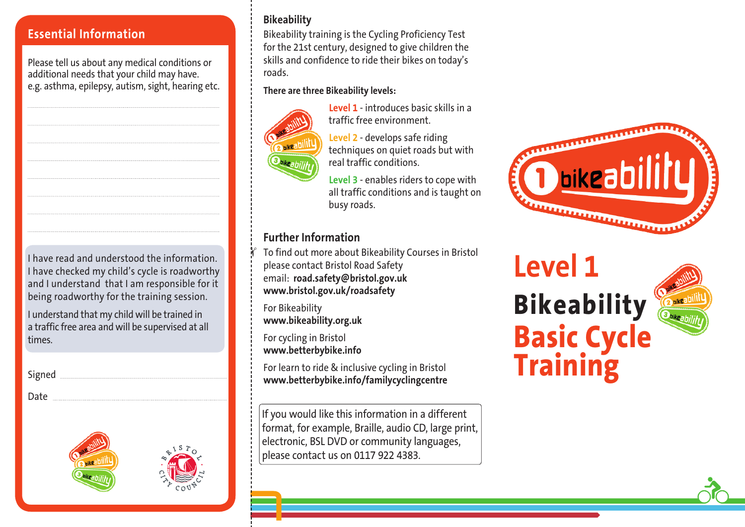## Essential Information

Please tell us about any medical conditions or additional needs that your child may have.
e.g. asthma, epilepsy, autism, sight, hearing etc.

I have read and understood the information.
I have checked my child's cycle is roadworthy and I understand that I am responsible for it being roadworthy for the training session.

I understand that my child will be trained in a traffic free area and will be supervised at all times.

Signed ..........................................

Date ..........................................

## Bikeability

Bikeability training is the Cycling Proficiency Test for the 21st century, designed to give children the skills and confidence to ride their bikes on today's roads.

**There are three Bikeability levels:**

**Level 1** - introduces basic skills in a traffic free environment.

**Level 2** - develops safe riding techniques on quiet roads but with real traffic conditions.

**Level 3** - enables riders to cope with all traffic conditions and is taught on busy roads.

## Further Information

To find out more about Bikeability Courses in Bristol please contact Bristol Road Safety
email: **road.safety@bristol.gov.uk**
**www.bristol.gov.uk/roadsafety**

For Bikeability
**www.bikeability.org.uk**

For cycling in Bristol
**www.betterbybike.info**

For learn to ride & inclusive cycling in Bristol
**www.betterbybike.info/familycyclingcentre**

If you would like this information in a different format, for example, Braille, audio CD, large print, electronic, BSL DVD or community languages, please contact us on 0117 922 4383.

# Level 1

# Bikeability

# Basic Cycle Training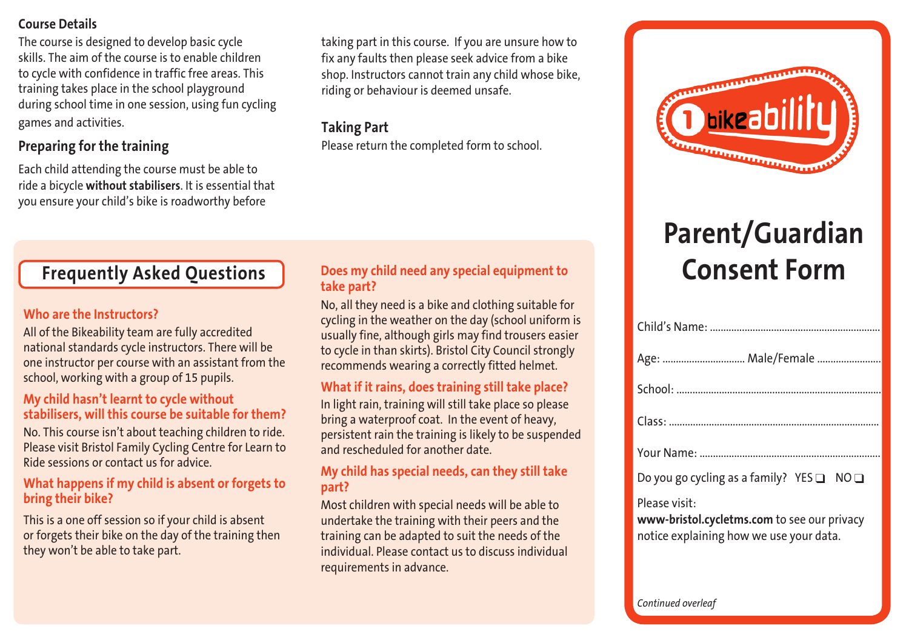## Course Details

The course is designed to develop basic cycle skills. The aim of the course is to enable children to cycle with confidence in traffic free areas. This training takes place in the school playground during school time in one session, using fun cycling games and activities.

## Preparing for the training

Each child attending the course must be able to ride a bicycle **without stabilisers**. It is essential that you ensure your child's bike is roadworthy before taking part in this course. If you are unsure how to fix any faults then please seek advice from a bike shop. Instructors cannot train any child whose bike, riding or behaviour is deemed unsafe.

## Taking Part

Please return the completed form to school.

## Frequently Asked Questions

### Who are the Instructors?

All of the Bikeability team are fully accredited national standards cycle instructors. There will be one instructor per course with an assistant from the school, working with a group of 15 pupils.

### My child hasn't learnt to cycle without stabilisers, will this course be suitable for them?

No. This course isn't about teaching children to ride. Please visit Bristol Family Cycling Centre for Learn to Ride sessions or contact us for advice.

### What happens if my child is absent or forgets to bring their bike?

This is a one off session so if your child is absent or forgets their bike on the day of the training then they won't be able to take part.

### Does my child need any special equipment to take part?

No, all they need is a bike and clothing suitable for cycling in the weather on the day (school uniform is usually fine, although girls may find trousers easier to cycle in than skirts). Bristol City Council strongly recommends wearing a correctly fitted helmet.

### What if it rains, does training still take place?

In light rain, training will still take place so please bring a waterproof coat. In the event of heavy, persistent rain the training is likely to be suspended and rescheduled for another date.

### My child has special needs, can they still take part?

Most children with special needs will be able to undertake the training with their peers and the training can be adapted to suit the needs of the individual. Please contact us to discuss individual requirements in advance.

bikeability

# Parent/Guardian Consent Form

Child's Name: ..............................................................

Age: .............................. Male/Female ........................

School: ..........................................................................

Class: ............................................................................

Your Name: ..................................................................

Do you go cycling as a family? YES ❑ NO ❑

Please visit:
**www-bristol.cycletms.com** to see our privacy notice explaining how we use your data.

*Continued overleaf*